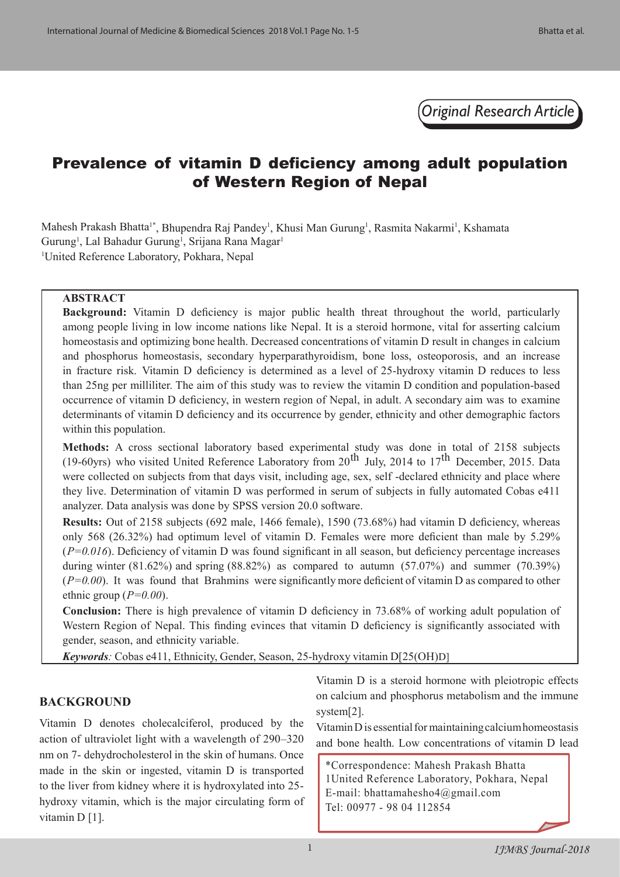*Original Research Article*

# Prevalence of vitamin D deficiency among adult population of Western Region of Nepal

Mahesh Prakash Bhatta[1*], Bhupendra Raj Pandey[1], Khusi Man Gurung[1], Rasmita Nakarmi[1], Kshamata Gurung[1], Lal Bahadur Gurung[1], Srijana Rana Magar[1]

[1]United Reference Laboratory, Pokhara, Nepal

## ABSTRACT

**Background:** Vitamin D deficiency is major public health threat throughout the world, particularly among people living in low income nations like Nepal. It is a steroid hormone, vital for asserting calcium homeostasis and optimizing bone health. Decreased concentrations of vitamin D result in changes in calcium and phosphorus homeostasis, secondary hyperparathyroidism, bone loss, osteoporosis, and an increase in fracture risk. Vitamin D deficiency is determined as a level of 25-hydroxy vitamin D reduces to less than 25ng per milliliter. The aim of this study was to review the vitamin D condition and population-based occurrence of vitamin D deficiency, in western region of Nepal, in adult. A secondary aim was to examine determinants of vitamin D deficiency and its occurrence by gender, ethnicity and other demographic factors within this population.

**Methods:** A cross sectional laboratory based experimental study was done in total of 2158 subjects (19-60yrs) who visited United Reference Laboratory from 20th July, 2014 to 17th December, 2015. Data were collected on subjects from that days visit, including age, sex, self -declared ethnicity and place where they live. Determination of vitamin D was performed in serum of subjects in fully automated Cobas e411 analyzer. Data analysis was done by SPSS version 20.0 software.

**Results:** Out of 2158 subjects (692 male, 1466 female), 1590 (73.68%) had vitamin D deficiency, whereas only 568 (26.32%) had optimum level of vitamin D. Females were more deficient than male by 5.29% (*P=0.016*). Deficiency of vitamin D was found significant in all season, but deficiency percentage increases during winter (81.62%) and spring (88.82%) as compared to autumn (57.07%) and summer (70.39%) (*P=0.00*). It was found that Brahmins were significantly more deficient of vitamin D as compared to other ethnic group (*P=0.00*).

**Conclusion:** There is high prevalence of vitamin D deficiency in 73.68% of working adult population of Western Region of Nepal. This finding evinces that vitamin D deficiency is significantly associated with gender, season, and ethnicity variable.

***Keywords**:* Cobas e411, Ethnicity, Gender, Season, 25-hydroxy vitamin D[25(OH)D]

## BACKGROUND

Vitamin D denotes cholecalciferol, produced by the action of ultraviolet light with a wavelength of 290–320 nm on 7- dehydrocholesterol in the skin of humans. Once made in the skin or ingested, vitamin D is transported to the liver from kidney where it is hydroxylated into 25-hydroxy vitamin, which is the major circulating form of vitamin D [1].

Vitamin D is a steroid hormone with pleiotropic effects on calcium and phosphorus metabolism and the immune system[2].

Vitamin D is essential for maintaining calcium homeostasis and bone health. Low concentrations of vitamin D lead

\*Correspondence: Mahesh Prakash Bhatta
1United Reference Laboratory, Pokhara, Nepal
E-mail: bhattamahesho4@gmail.com
Tel: 00977 - 98 04 112854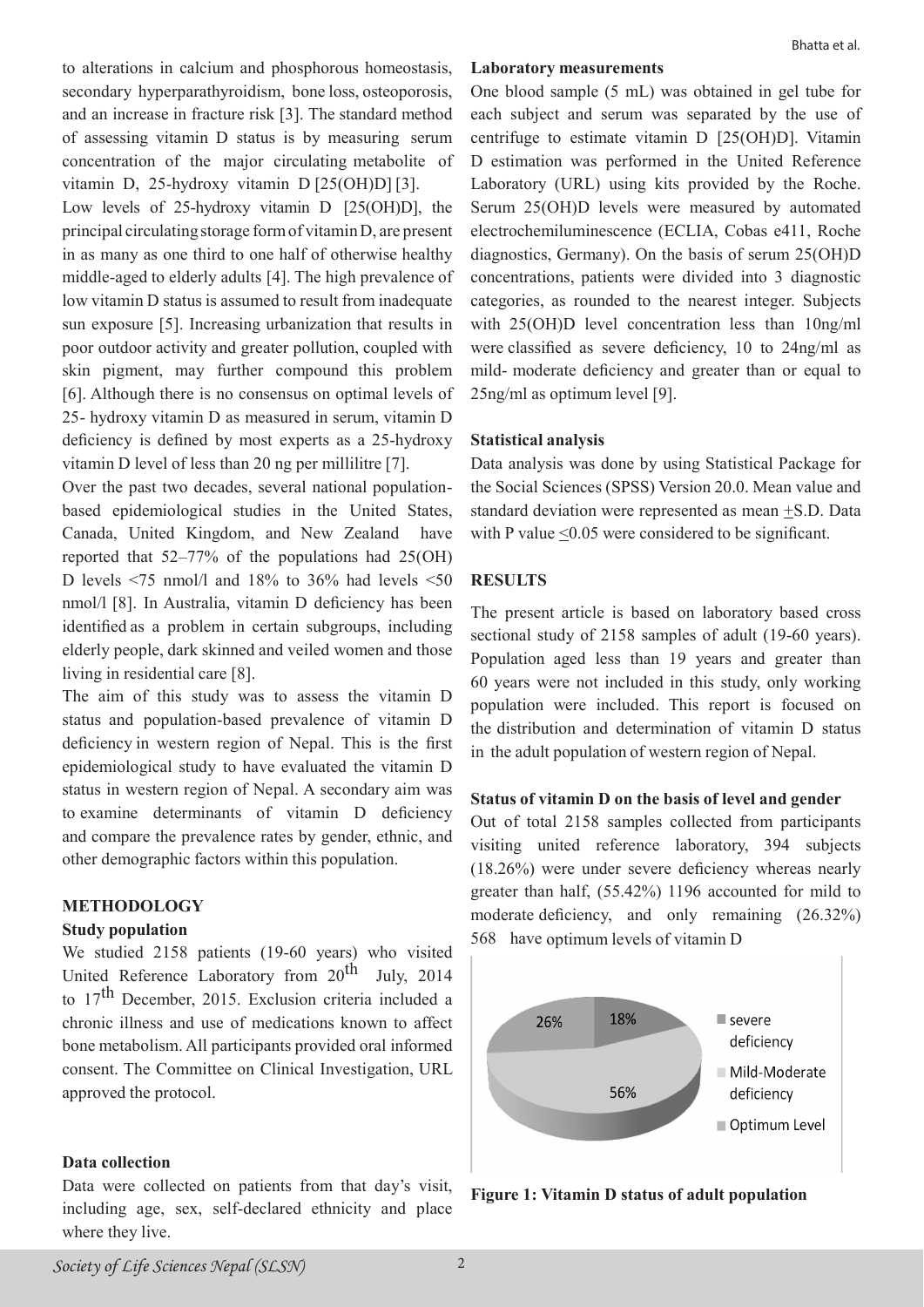to alterations in calcium and phosphorous homeostasis, secondary hyperparathyroidism, bone loss, osteoporosis, and an increase in fracture risk [3]. The standard method of assessing vitamin D status is by measuring serum concentration of the major circulating metabolite of vitamin D, 25-hydroxy vitamin D [25(OH)D] [3].

Low levels of 25-hydroxy vitamin D [25(OH)D], the principal circulating storage form of vitamin D, are present in as many as one third to one half of otherwise healthy middle-aged to elderly adults [4]. The high prevalence of low vitamin D status is assumed to result from inadequate sun exposure [5]. Increasing urbanization that results in poor outdoor activity and greater pollution, coupled with skin pigment, may further compound this problem [6]. Although there is no consensus on optimal levels of 25- hydroxy vitamin D as measured in serum, vitamin D deficiency is defined by most experts as a 25-hydroxy vitamin D level of less than 20 ng per millilitre [7].

Over the past two decades, several national population-based epidemiological studies in the United States, Canada, United Kingdom, and New Zealand have reported that 52–77% of the populations had 25(OH) D levels <75 nmol/l and 18% to 36% had levels <50 nmol/l [8]. In Australia, vitamin D deficiency has been identified as a problem in certain subgroups, including elderly people, dark skinned and veiled women and those living in residential care [8].

The aim of this study was to assess the vitamin D status and population-based prevalence of vitamin D deficiency in western region of Nepal. This is the first epidemiological study to have evaluated the vitamin D status in western region of Nepal. A secondary aim was to examine determinants of vitamin D deficiency and compare the prevalence rates by gender, ethnic, and other demographic factors within this population.

## METHODOLOGY

### Study population

We studied 2158 patients (19-60 years) who visited United Reference Laboratory from 20th July, 2014 to 17th December, 2015. Exclusion criteria included a chronic illness and use of medications known to affect bone metabolism. All participants provided oral informed consent. The Committee on Clinical Investigation, URL approved the protocol.

### Data collection

Data were collected on patients from that day's visit, including age, sex, self-declared ethnicity and place where they live.

### Laboratory measurements

One blood sample (5 mL) was obtained in gel tube for each subject and serum was separated by the use of centrifuge to estimate vitamin D [25(OH)D]. Vitamin D estimation was performed in the United Reference Laboratory (URL) using kits provided by the Roche. Serum 25(OH)D levels were measured by automated electrochemiluminescence (ECLIA, Cobas e411, Roche diagnostics, Germany). On the basis of serum 25(OH)D concentrations, patients were divided into 3 diagnostic categories, as rounded to the nearest integer. Subjects with 25(OH)D level concentration less than 10ng/ml were classified as severe deficiency, 10 to 24ng/ml as mild- moderate deficiency and greater than or equal to 25ng/ml as optimum level [9].

### Statistical analysis

Data analysis was done by using Statistical Package for the Social Sciences (SPSS) Version 20.0. Mean value and standard deviation were represented as mean ±S.D. Data with P value ≤0.05 were considered to be significant.

## RESULTS

The present article is based on laboratory based cross sectional study of 2158 samples of adult (19-60 years). Population aged less than 19 years and greater than 60 years were not included in this study, only working population were included. This report is focused on the distribution and determination of vitamin D status in the adult population of western region of Nepal.

### Status of vitamin D on the basis of level and gender

Out of total 2158 samples collected from participants visiting united reference laboratory, 394 subjects (18.26%) were under severe deficiency whereas nearly greater than half, (55.42%) 1196 accounted for mild to moderate deficiency, and only remaining (26.32%) 568 have optimum levels of vitamin D

**Figure 1: Vitamin D status of adult population**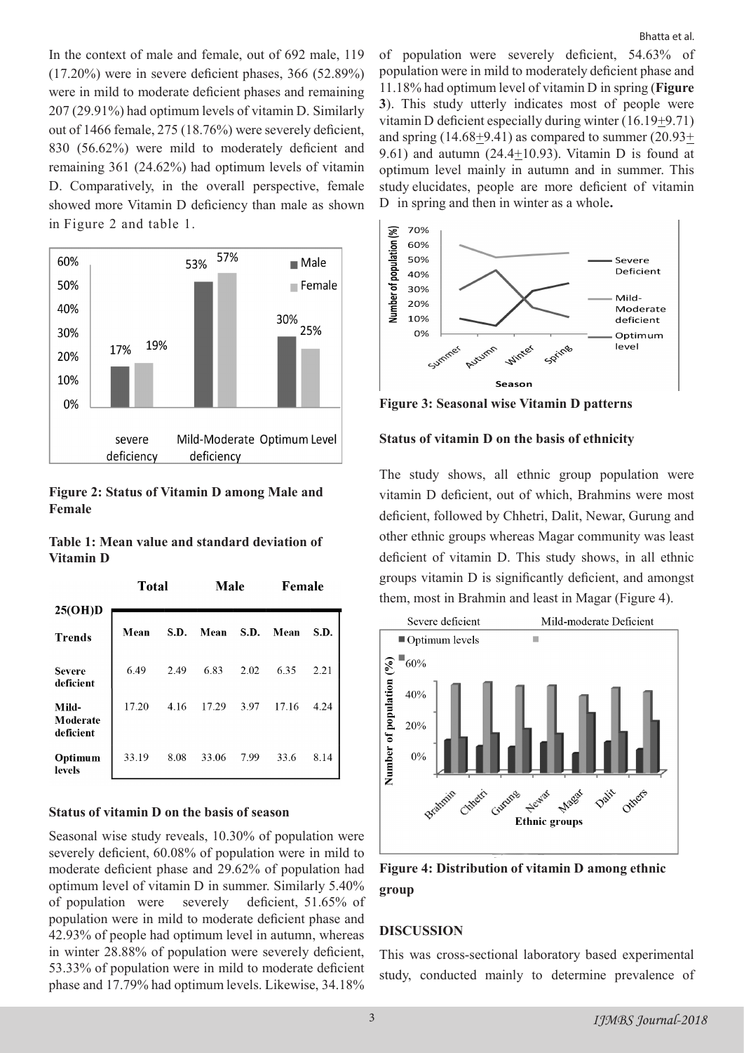In the context of male and female, out of 692 male, 119 (17.20%) were in severe deficient phases, 366 (52.89%) were in mild to moderate deficient phases and remaining 207 (29.91%) had optimum levels of vitamin D. Similarly out of 1466 female, 275 (18.76%) were severely deficient, 830 (56.62%) were mild to moderately deficient and remaining 361 (24.62%) had optimum levels of vitamin D. Comparatively, in the overall perspective, female showed more Vitamin D deficiency than male as shown in Figure 2 and table 1.

**Figure 2: Status of Vitamin D among Male and Female**

**Table 1: Mean value and standard deviation of Vitamin D**

| 25(OH)D | Total | | Male | | Female | |
|---|---|---|---|---|---|---|
| **Trends** | **Mean** | **S.D.** | **Mean** | **S.D.** | **Mean** | **S.D.** |
| **Severe deficient** | 6.49 | 2.49 | 6.83 | 2.02 | 6.35 | 2.21 |
| **Mild-Moderate deficient** | 17.20 | 4.16 | 17.29 | 3.97 | 17.16 | 4.24 |
| **Optimum levels** | 33.19 | 8.08 | 33.06 | 7.99 | 33.6 | 8.14 |

### Status of vitamin D on the basis of season

Seasonal wise study reveals, 10.30% of population were severely deficient, 60.08% of population were in mild to moderate deficient phase and 29.62% of population had optimum level of vitamin D in summer. Similarly 5.40% of population were severely deficient, 51.65% of population were in mild to moderate deficient phase and 42.93% of people had optimum level in autumn, whereas in winter 28.88% of population were severely deficient, 53.33% of population were in mild to moderate deficient phase and 17.79% had optimum levels. Likewise, 34.18% of population were severely deficient, 54.63% of population were in mild to moderately deficient phase and 11.18% had optimum level of vitamin D in spring (**Figure 3**). This study utterly indicates most of people were vitamin D deficient especially during winter (16.19$\pm$9.71) and spring (14.68$\pm$9.41) as compared to summer (20.93$\pm$ 9.61) and autumn (24.4$\pm$10.93). Vitamin D is found at optimum level mainly in autumn and in summer. This study elucidates, people are more deficient of vitamin D in spring and then in winter as a whole**.**

**Figure 3: Seasonal wise Vitamin D patterns**

### Status of vitamin D on the basis of ethnicity

The study shows, all ethnic group population were vitamin D deficient, out of which, Brahmins were most deficient, followed by Chhetri, Dalit, Newar, Gurung and other ethnic groups whereas Magar community was least deficient of vitamin D. This study shows, in all ethnic groups vitamin D is significantly deficient, and amongst them, most in Brahmin and least in Magar (Figure 4).

**Figure 4: Distribution of vitamin D among ethnic group**

## DISCUSSION

This was cross-sectional laboratory based experimental study, conducted mainly to determine prevalence of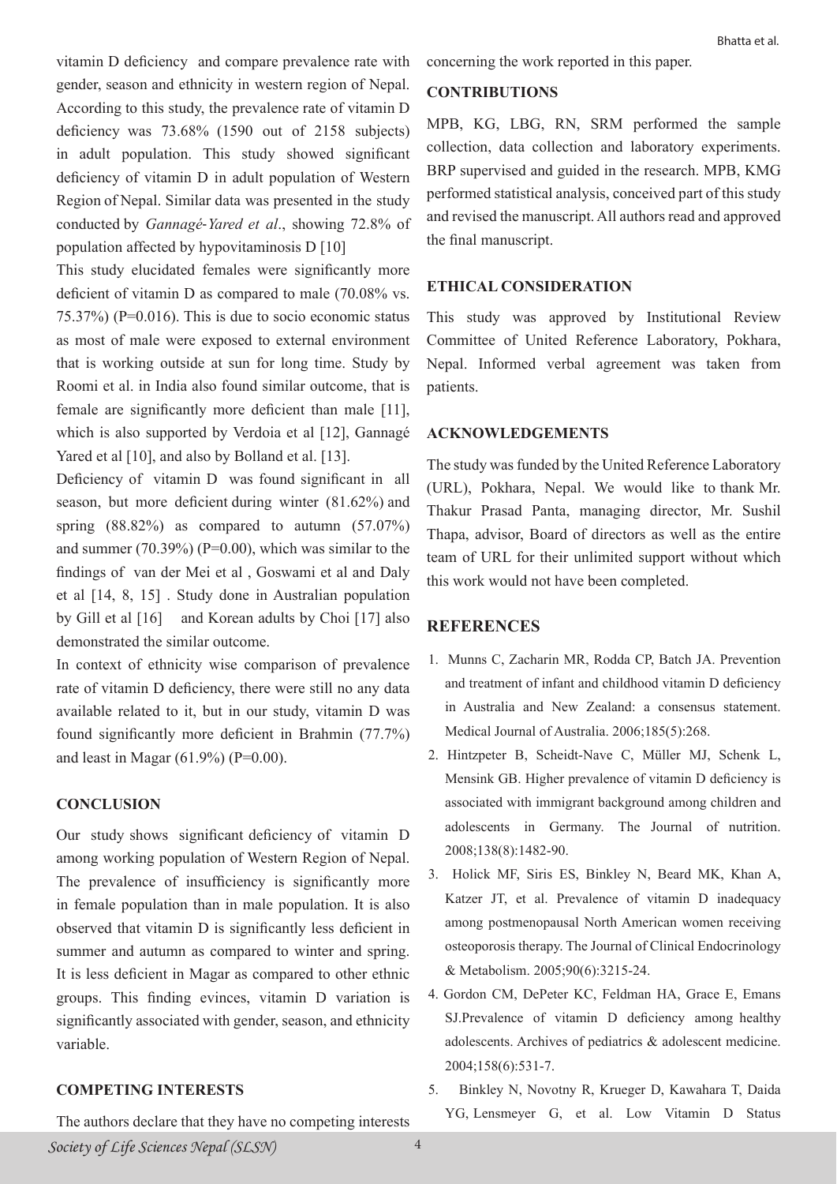vitamin D deficiency and compare prevalence rate with gender, season and ethnicity in western region of Nepal. According to this study, the prevalence rate of vitamin D deficiency was 73.68% (1590 out of 2158 subjects) in adult population. This study showed significant deficiency of vitamin D in adult population of Western Region of Nepal. Similar data was presented in the study conducted by *Gannagé-Yared et al*., showing 72.8% of population affected by hypovitaminosis D [10]

This study elucidated females were significantly more deficient of vitamin D as compared to male (70.08% vs. 75.37%) (P=0.016). This is due to socio economic status as most of male were exposed to external environment that is working outside at sun for long time. Study by Roomi et al. in India also found similar outcome, that is female are significantly more deficient than male [11], which is also supported by Verdoia et al [12], Gannagé Yared et al [10], and also by Bolland et al. [13].

Deficiency of vitamin D was found significant in all season, but more deficient during winter (81.62%) and spring (88.82%) as compared to autumn (57.07%) and summer (70.39%) (P=0.00), which was similar to the findings of van der Mei et al , Goswami et al and Daly et al [14, 8, 15] . Study done in Australian population by Gill et al [16] and Korean adults by Choi [17] also demonstrated the similar outcome.

In context of ethnicity wise comparison of prevalence rate of vitamin D deficiency, there were still no any data available related to it, but in our study, vitamin D was found significantly more deficient in Brahmin (77.7%) and least in Magar (61.9%) (P=0.00).

## CONCLUSION

Our study shows significant deficiency of vitamin D among working population of Western Region of Nepal. The prevalence of insufficiency is significantly more in female population than in male population. It is also observed that vitamin D is significantly less deficient in summer and autumn as compared to winter and spring. It is less deficient in Magar as compared to other ethnic groups. This finding evinces, vitamin D variation is significantly associated with gender, season, and ethnicity variable.

## COMPETING INTERESTS

The authors declare that they have no competing interests concerning the work reported in this paper.

## CONTRIBUTIONS

MPB, KG, LBG, RN, SRM performed the sample collection, data collection and laboratory experiments. BRP supervised and guided in the research. MPB, KMG performed statistical analysis, conceived part of this study and revised the manuscript. All authors read and approved the final manuscript.

## ETHICAL CONSIDERATION

This study was approved by Institutional Review Committee of United Reference Laboratory, Pokhara, Nepal. Informed verbal agreement was taken from patients.

## ACKNOWLEDGEMENTS

The study was funded by the United Reference Laboratory (URL), Pokhara, Nepal. We would like to thank Mr. Thakur Prasad Panta, managing director, Mr. Sushil Thapa, advisor, Board of directors as well as the entire team of URL for their unlimited support without which this work would not have been completed.

## REFERENCES

1. Munns C, Zacharin MR, Rodda CP, Batch JA. Prevention and treatment of infant and childhood vitamin D deficiency in Australia and New Zealand: a consensus statement. Medical Journal of Australia. 2006;185(5):268.
2. Hintzpeter B, Scheidt-Nave C, Müller MJ, Schenk L, Mensink GB. Higher prevalence of vitamin D deficiency is associated with immigrant background among children and adolescents in Germany. The Journal of nutrition. 2008;138(8):1482-90.
3. Holick MF, Siris ES, Binkley N, Beard MK, Khan A, Katzer JT, et al. Prevalence of vitamin D inadequacy among postmenopausal North American women receiving osteoporosis therapy. The Journal of Clinical Endocrinology & Metabolism. 2005;90(6):3215-24.
4. Gordon CM, DePeter KC, Feldman HA, Grace E, Emans SJ.Prevalence of vitamin D deficiency among healthy adolescents. Archives of pediatrics & adolescent medicine. 2004;158(6):531-7.
5. Binkley N, Novotny R, Krueger D, Kawahara T, Daida YG, Lensmeyer G, et al. Low Vitamin D Status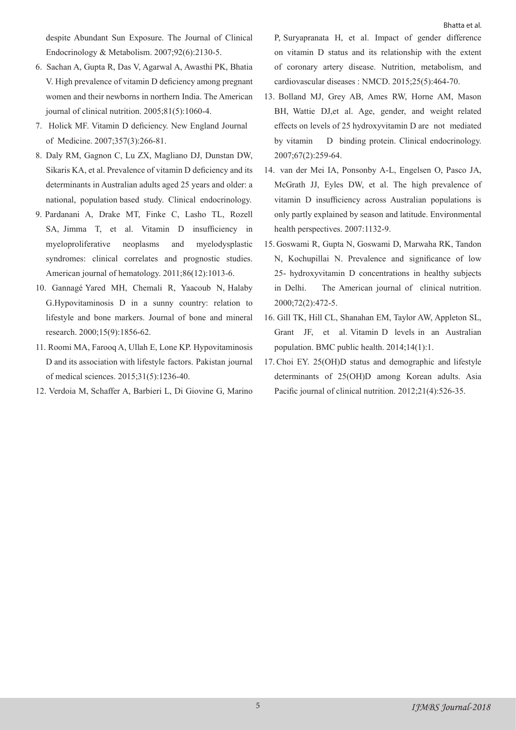despite Abundant Sun Exposure. The Journal of Clinical Endocrinology & Metabolism. 2007;92(6):2130-5.

6. Sachan A, Gupta R, Das V, Agarwal A, Awasthi PK, Bhatia V. High prevalence of vitamin D deficiency among pregnant women and their newborns in northern India. The American journal of clinical nutrition. 2005;81(5):1060-4.
7. Holick MF. Vitamin D deficiency. New England Journal of Medicine. 2007;357(3):266-81.
8. Daly RM, Gagnon C, Lu ZX, Magliano DJ, Dunstan DW, Sikaris KA, et al. Prevalence of vitamin D deficiency and its determinants in Australian adults aged 25 years and older: a national, population based study. Clinical endocrinology.
9. Pardanani A, Drake MT, Finke C, Lasho TL, Rozell SA, Jimma T, et al. Vitamin D insufficiency in myeloproliferative neoplasms and myelodysplastic syndromes: clinical correlates and prognostic studies. American journal of hematology. 2011;86(12):1013-6.
10. Gannagé Yared MH, Chemali R, Yaacoub N, Halaby G.Hypovitaminosis D in a sunny country: relation to lifestyle and bone markers. Journal of bone and mineral research. 2000;15(9):1856-62.
11. Roomi MA, Farooq A, Ullah E, Lone KP. Hypovitaminosis D and its association with lifestyle factors. Pakistan journal of medical sciences. 2015;31(5):1236-40.
12. Verdoia M, Schaffer A, Barbieri L, Di Giovine G, Marino P, Suryapranata H, et al. Impact of gender difference on vitamin D status and its relationship with the extent of coronary artery disease. Nutrition, metabolism, and cardiovascular diseases : NMCD. 2015;25(5):464-70.
13. Bolland MJ, Grey AB, Ames RW, Horne AM, Mason BH, Wattie DJ,et al. Age, gender, and weight related effects on levels of 25 hydroxyvitamin D are not mediated by vitamin D binding protein. Clinical endocrinology. 2007;67(2):259-64.
14. van der Mei IA, Ponsonby A-L, Engelsen O, Pasco JA, McGrath JJ, Eyles DW, et al. The high prevalence of vitamin D insufficiency across Australian populations is only partly explained by season and latitude. Environmental health perspectives. 2007:1132-9.
15. Goswami R, Gupta N, Goswami D, Marwaha RK, Tandon N, Kochupillai N. Prevalence and significance of low 25- hydroxyvitamin D concentrations in healthy subjects in Delhi. The American journal of clinical nutrition. 2000;72(2):472-5.
16. Gill TK, Hill CL, Shanahan EM, Taylor AW, Appleton SL, Grant JF, et al. Vitamin D levels in an Australian population. BMC public health. 2014;14(1):1.
17. Choi EY. 25(OH)D status and demographic and lifestyle determinants of 25(OH)D among Korean adults. Asia Pacific journal of clinical nutrition. 2012;21(4):526-35.